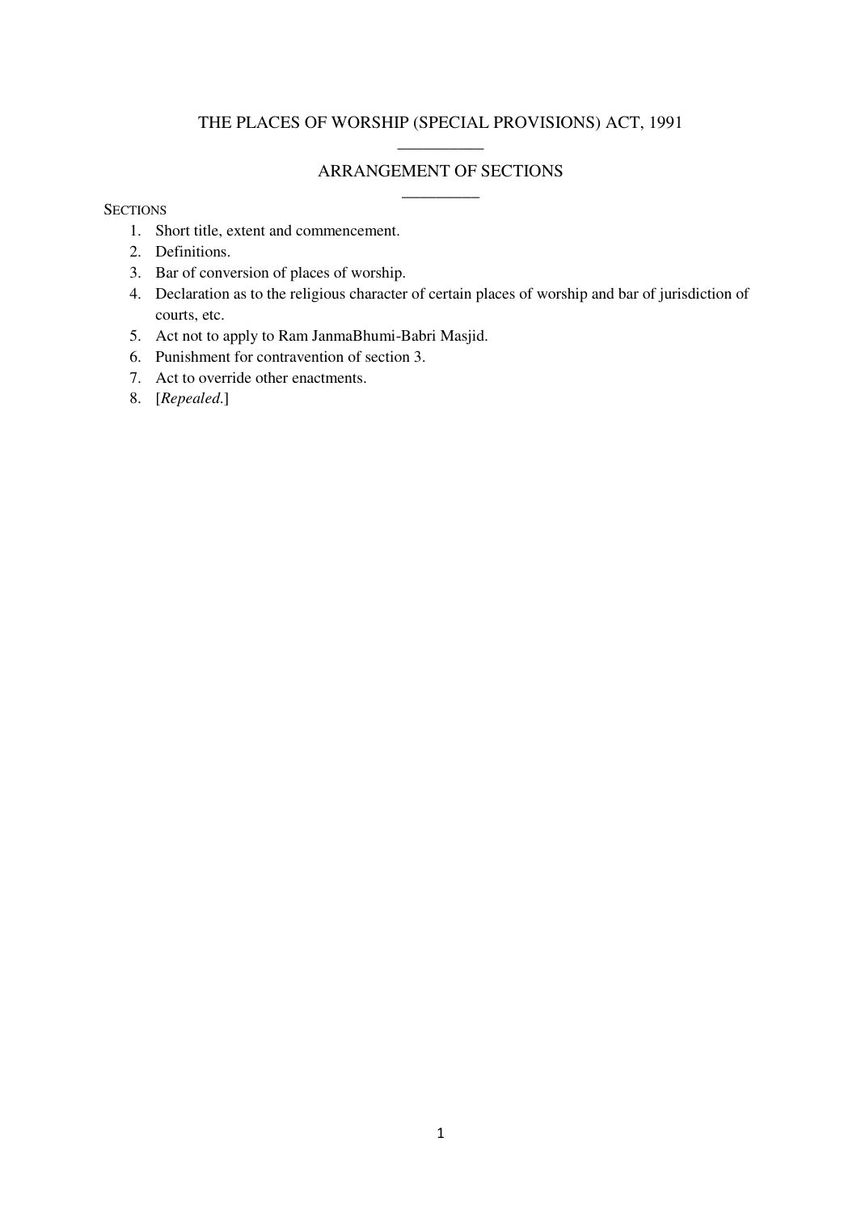# THE PLACES OF WORSHIP (SPECIAL PROVISIONS) ACT, 1991

## ARRANGEMENT OF SECTIONS

SECTIONS

1. Short title, extent and commencement.
2. Definitions.
3. Bar of conversion of places of worship.
4. Declaration as to the religious character of certain places of worship and bar of jurisdiction of courts, etc.
5. Act not to apply to Ram JanmaBhumi-Babri Masjid.
6. Punishment for contravention of section 3.
7. Act to override other enactments.
8. [*Repealed.*]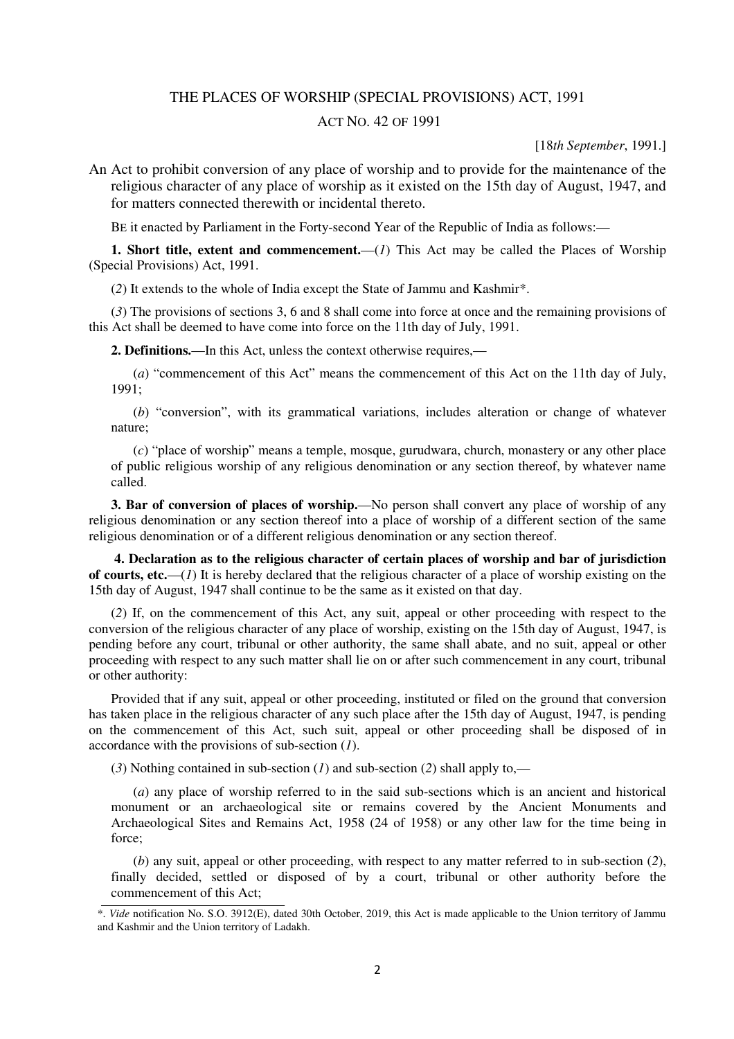# THE PLACES OF WORSHIP (SPECIAL PROVISIONS) ACT, 1991

## ACT NO. 42 OF 1991

[18*th September*, 1991.]

An Act to prohibit conversion of any place of worship and to provide for the maintenance of the religious character of any place of worship as it existed on the 15th day of August, 1947, and for matters connected therewith or incidental thereto.

BE it enacted by Parliament in the Forty-second Year of the Republic of India as follows:—

**1. Short title, extent and commencement.**—(*1*) This Act may be called the Places of Worship (Special Provisions) Act, 1991.

(*2*) It extends to the whole of India except the State of Jammu and Kashmir*.

(*3*) The provisions of sections 3, 6 and 8 shall come into force at once and the remaining provisions of this Act shall be deemed to have come into force on the 11th day of July, 1991.

**2. Definitions.**—In this Act, unless the context otherwise requires,—

(*a*) "commencement of this Act" means the commencement of this Act on the 11th day of July, 1991;

(*b*) "conversion", with its grammatical variations, includes alteration or change of whatever nature;

(*c*) "place of worship" means a temple, mosque, gurudwara, church, monastery or any other place of public religious worship of any religious denomination or any section thereof, by whatever name called.

**3. Bar of conversion of places of worship.**—No person shall convert any place of worship of any religious denomination or any section thereof into a place of worship of a different section of the same religious denomination or of a different religious denomination or any section thereof.

**4. Declaration as to the religious character of certain places of worship and bar of jurisdiction of courts, etc.**—(*1*) It is hereby declared that the religious character of a place of worship existing on the 15th day of August, 1947 shall continue to be the same as it existed on that day.

(*2*) If, on the commencement of this Act, any suit, appeal or other proceeding with respect to the conversion of the religious character of any place of worship, existing on the 15th day of August, 1947, is pending before any court, tribunal or other authority, the same shall abate, and no suit, appeal or other proceeding with respect to any such matter shall lie on or after such commencement in any court, tribunal or other authority:

Provided that if any suit, appeal or other proceeding, instituted or filed on the ground that conversion has taken place in the religious character of any such place after the 15th day of August, 1947, is pending on the commencement of this Act, such suit, appeal or other proceeding shall be disposed of in accordance with the provisions of sub-section (*1*).

(*3*) Nothing contained in sub-section (*1*) and sub-section (*2*) shall apply to,—

(*a*) any place of worship referred to in the said sub-sections which is an ancient and historical monument or an archaeological site or remains covered by the Ancient Monuments and Archaeological Sites and Remains Act, 1958 (24 of 1958) or any other law for the time being in force;

(*b*) any suit, appeal or other proceeding, with respect to any matter referred to in sub-section (*2*), finally decided, settled or disposed of by a court, tribunal or other authority before the commencement of this Act;

---

*. *Vide* notification No. S.O. 3912(E), dated 30th October, 2019, this Act is made applicable to the Union territory of Jammu and Kashmir and the Union territory of Ladakh.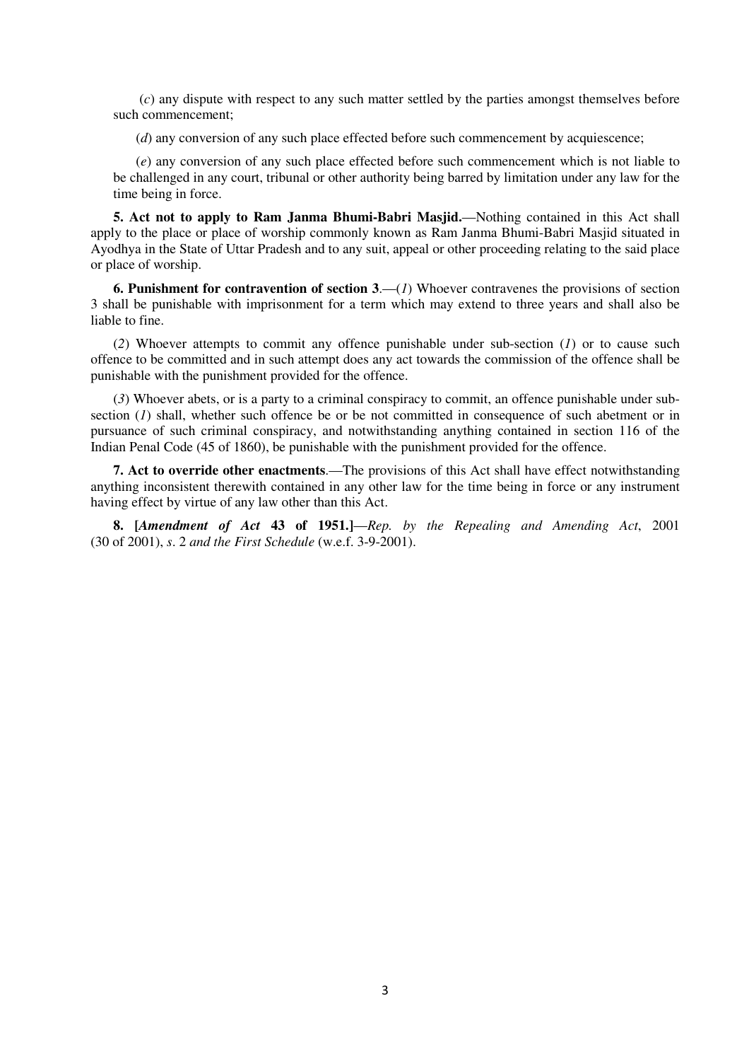(*c*) any dispute with respect to any such matter settled by the parties amongst themselves before such commencement;

(*d*) any conversion of any such place effected before such commencement by acquiescence;

(*e*) any conversion of any such place effected before such commencement which is not liable to be challenged in any court, tribunal or other authority being barred by limitation under any law for the time being in force.

**5. Act not to apply to Ram Janma Bhumi-Babri Masjid.**—Nothing contained in this Act shall apply to the place or place of worship commonly known as Ram Janma Bhumi-Babri Masjid situated in Ayodhya in the State of Uttar Pradesh and to any suit, appeal or other proceeding relating to the said place or place of worship.

**6. Punishment for contravention of section 3**.—(*1*) Whoever contravenes the provisions of section 3 shall be punishable with imprisonment for a term which may extend to three years and shall also be liable to fine.

(*2*) Whoever attempts to commit any offence punishable under sub-section (*1*) or to cause such offence to be committed and in such attempt does any act towards the commission of the offence shall be punishable with the punishment provided for the offence.

(*3*) Whoever abets, or is a party to a criminal conspiracy to commit, an offence punishable under sub-section (*1*) shall, whether such offence be or be not committed in consequence of such abetment or in pursuance of such criminal conspiracy, and notwithstanding anything contained in section 116 of the Indian Penal Code (45 of 1860), be punishable with the punishment provided for the offence.

**7. Act to override other enactments**.—The provisions of this Act shall have effect notwithstanding anything inconsistent therewith contained in any other law for the time being in force or any instrument having effect by virtue of any law other than this Act.

**8. [*Amendment of Act* 43 of 1951.]**—*Rep. by the Repealing and Amending Act*, 2001 (30 of 2001), *s*. 2 *and the First Schedule* (w.e.f. 3-9-2001).